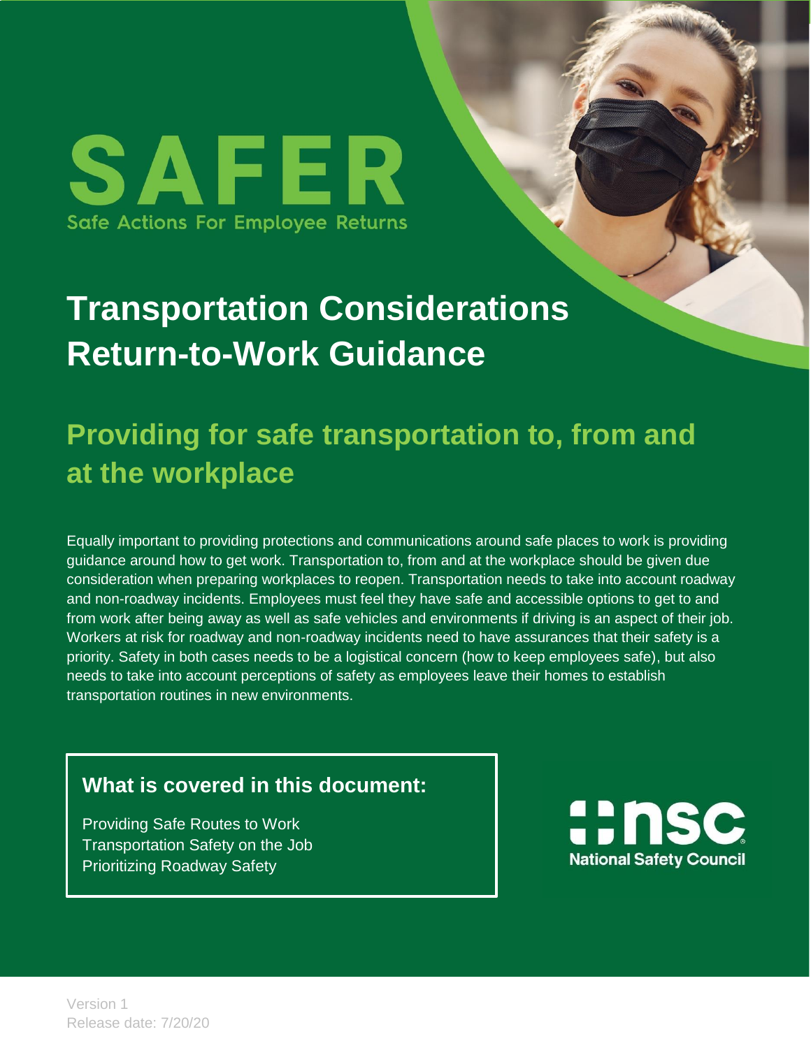# SAFER

Safe Actions For Employee Returns

# Transportation Considerations Return-to-Work Guidance

## Providing for safe transportation to, from and at the workplace

Equally important to providing protections and communications around safe places to work is providing guidance around how to get work. Transportation to, from and at the workplace should be given due consideration when preparing workplaces to reopen. Transportation needs to take into account roadway and non-roadway incidents. Employees must feel they have safe and accessible options to get to and from work after being away as well as safe vehicles and environments if driving is an aspect of their job. Workers at risk for roadway and non-roadway incidents need to have assurances that their safety is a priority. Safety in both cases needs to be a logistical concern (how to keep employees safe), but also needs to take into account perceptions of safety as employees leave their homes to establish transportation routines in new environments.

### What is covered in this document:

Providing Safe Routes to Work
Transportation Safety on the Job
Prioritizing Roadway Safety

nsc National Safety Council

Version 1
Release date: 7/20/20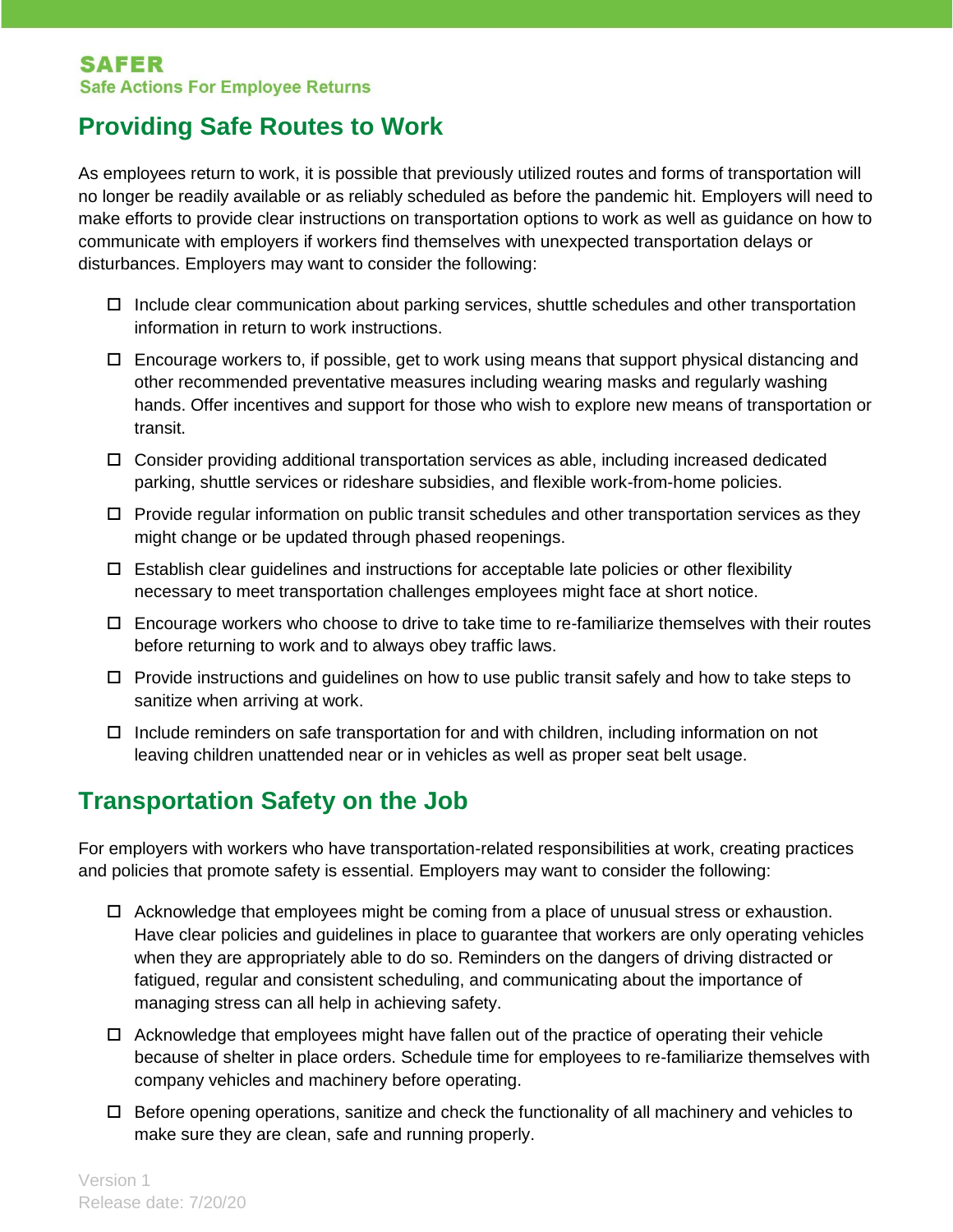## Providing Safe Routes to Work

As employees return to work, it is possible that previously utilized routes and forms of transportation will no longer be readily available or as reliably scheduled as before the pandemic hit. Employers will need to make efforts to provide clear instructions on transportation options to work as well as guidance on how to communicate with employers if workers find themselves with unexpected transportation delays or disturbances. Employers may want to consider the following:

- [ ] Include clear communication about parking services, shuttle schedules and other transportation information in return to work instructions.
- [ ] Encourage workers to, if possible, get to work using means that support physical distancing and other recommended preventative measures including wearing masks and regularly washing hands. Offer incentives and support for those who wish to explore new means of transportation or transit.
- [ ] Consider providing additional transportation services as able, including increased dedicated parking, shuttle services or rideshare subsidies, and flexible work-from-home policies.
- [ ] Provide regular information on public transit schedules and other transportation services as they might change or be updated through phased reopenings.
- [ ] Establish clear guidelines and instructions for acceptable late policies or other flexibility necessary to meet transportation challenges employees might face at short notice.
- [ ] Encourage workers who choose to drive to take time to re-familiarize themselves with their routes before returning to work and to always obey traffic laws.
- [ ] Provide instructions and guidelines on how to use public transit safely and how to take steps to sanitize when arriving at work.
- [ ] Include reminders on safe transportation for and with children, including information on not leaving children unattended near or in vehicles as well as proper seat belt usage.

## Transportation Safety on the Job

For employers with workers who have transportation-related responsibilities at work, creating practices and policies that promote safety is essential. Employers may want to consider the following:

- [ ] Acknowledge that employees might be coming from a place of unusual stress or exhaustion. Have clear policies and guidelines in place to guarantee that workers are only operating vehicles when they are appropriately able to do so. Reminders on the dangers of driving distracted or fatigued, regular and consistent scheduling, and communicating about the importance of managing stress can all help in achieving safety.
- [ ] Acknowledge that employees might have fallen out of the practice of operating their vehicle because of shelter in place orders. Schedule time for employees to re-familiarize themselves with company vehicles and machinery before operating.
- [ ] Before opening operations, sanitize and check the functionality of all machinery and vehicles to make sure they are clean, safe and running properly.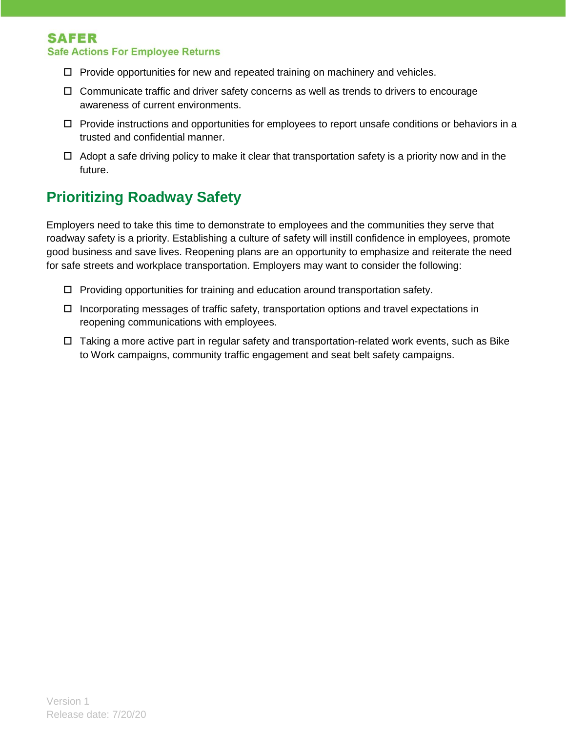- ☐ Provide opportunities for new and repeated training on machinery and vehicles.
- ☐ Communicate traffic and driver safety concerns as well as trends to drivers to encourage awareness of current environments.
- ☐ Provide instructions and opportunities for employees to report unsafe conditions or behaviors in a trusted and confidential manner.
- ☐ Adopt a safe driving policy to make it clear that transportation safety is a priority now and in the future.

## Prioritizing Roadway Safety

Employers need to take this time to demonstrate to employees and the communities they serve that roadway safety is a priority. Establishing a culture of safety will instill confidence in employees, promote good business and save lives. Reopening plans are an opportunity to emphasize and reiterate the need for safe streets and workplace transportation. Employers may want to consider the following:

- ☐ Providing opportunities for training and education around transportation safety.
- ☐ Incorporating messages of traffic safety, transportation options and travel expectations in reopening communications with employees.
- ☐ Taking a more active part in regular safety and transportation-related work events, such as Bike to Work campaigns, community traffic engagement and seat belt safety campaigns.